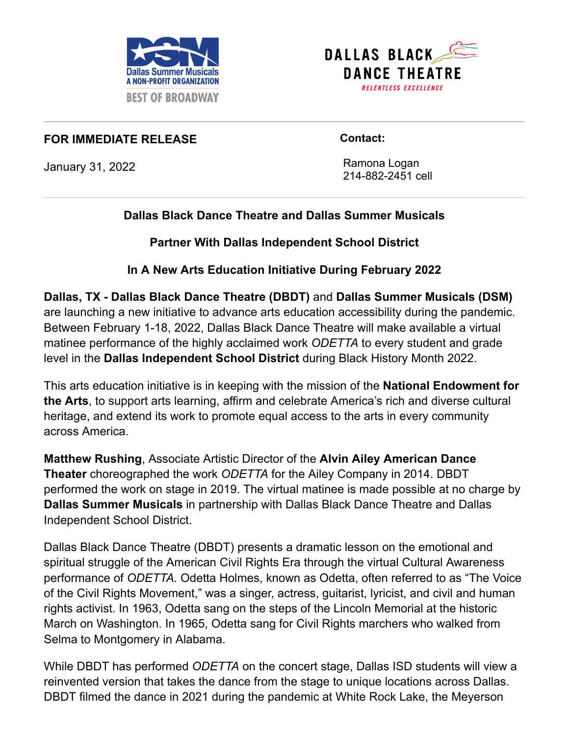Dallas Summer Musicals
A NON-PROFIT ORGANIZATION
BEST OF BROADWAY

DALLAS BLACK DANCE THEATRE
RELENTLESS EXCELLENCE

---

**FOR IMMEDIATE RELEASE**

January 31, 2022

**Contact:**

Ramona Logan
214-882-2451 cell

---

**Dallas Black Dance Theatre and Dallas Summer Musicals**

**Partner With Dallas Independent School District**

**In A New Arts Education Initiative During February 2022**

**Dallas, TX - Dallas Black Dance Theatre (DBDT)** and **Dallas Summer Musicals (DSM)** are launching a new initiative to advance arts education accessibility during the pandemic. Between February 1-18, 2022, Dallas Black Dance Theatre will make available a virtual matinee performance of the highly acclaimed work *ODETTA* to every student and grade level in the **Dallas Independent School District** during Black History Month 2022.

This arts education initiative is in keeping with the mission of the **National Endowment for the Arts**, to support arts learning, affirm and celebrate America's rich and diverse cultural heritage, and extend its work to promote equal access to the arts in every community across America.

**Matthew Rushing**, Associate Artistic Director of the **Alvin Ailey American Dance Theater** choreographed the work *ODETTA* for the Ailey Company in 2014. DBDT performed the work on stage in 2019. The virtual matinee is made possible at no charge by **Dallas Summer Musicals** in partnership with Dallas Black Dance Theatre and Dallas Independent School District.

Dallas Black Dance Theatre (DBDT) presents a dramatic lesson on the emotional and spiritual struggle of the American Civil Rights Era through the virtual Cultural Awareness performance of *ODETTA.* Odetta Holmes, known as Odetta, often referred to as "The Voice of the Civil Rights Movement," was a singer, actress, guitarist, lyricist, and civil and human rights activist. In 1963, Odetta sang on the steps of the Lincoln Memorial at the historic March on Washington. In 1965, Odetta sang for Civil Rights marchers who walked from Selma to Montgomery in Alabama.

While DBDT has performed *ODETTA* on the concert stage, Dallas ISD students will view a reinvented version that takes the dance from the stage to unique locations across Dallas. DBDT filmed the dance in 2021 during the pandemic at White Rock Lake, the Meyerson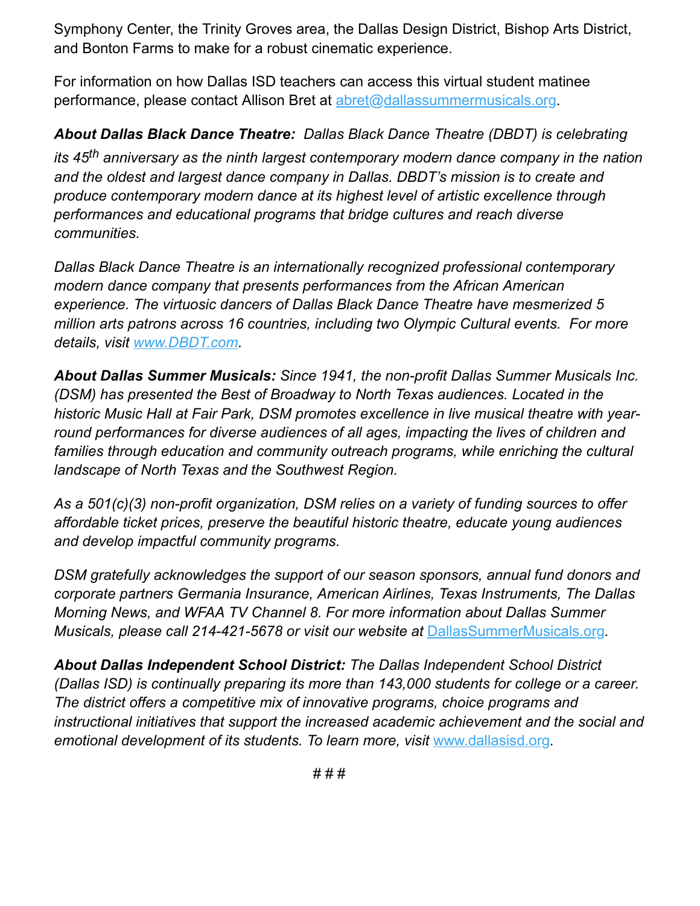Symphony Center, the Trinity Groves area, the Dallas Design District, Bishop Arts District, and Bonton Farms to make for a robust cinematic experience.

For information on how Dallas ISD teachers can access this virtual student matinee performance, please contact Allison Bret at abret@dallassummermusicals.org.

***About Dallas Black Dance Theatre:*** *Dallas Black Dance Theatre (DBDT) is celebrating its 45th anniversary as the ninth largest contemporary modern dance company in the nation and the oldest and largest dance company in Dallas. DBDT's mission is to create and produce contemporary modern dance at its highest level of artistic excellence through performances and educational programs that bridge cultures and reach diverse communities.*

*Dallas Black Dance Theatre is an internationally recognized professional contemporary modern dance company that presents performances from the African American experience. The virtuosic dancers of Dallas Black Dance Theatre have mesmerized 5 million arts patrons across 16 countries, including two Olympic Cultural events. For more details, visit www.DBDT.com.*

***About Dallas Summer Musicals:*** *Since 1941, the non-profit Dallas Summer Musicals Inc. (DSM) has presented the Best of Broadway to North Texas audiences. Located in the historic Music Hall at Fair Park, DSM promotes excellence in live musical theatre with year-round performances for diverse audiences of all ages, impacting the lives of children and families through education and community outreach programs, while enriching the cultural landscape of North Texas and the Southwest Region.*

*As a 501(c)(3) non-profit organization, DSM relies on a variety of funding sources to offer affordable ticket prices, preserve the beautiful historic theatre, educate young audiences and develop impactful community programs.*

*DSM gratefully acknowledges the support of our season sponsors, annual fund donors and corporate partners Germania Insurance, American Airlines, Texas Instruments, The Dallas Morning News, and WFAA TV Channel 8. For more information about Dallas Summer Musicals, please call 214-421-5678 or visit our website at DallasSummerMusicals.org.*

***About Dallas Independent School District:*** *The Dallas Independent School District (Dallas ISD) is continually preparing its more than 143,000 students for college or a career. The district offers a competitive mix of innovative programs, choice programs and instructional initiatives that support the increased academic achievement and the social and emotional development of its students. To learn more, visit www.dallasisd.org.*

# # #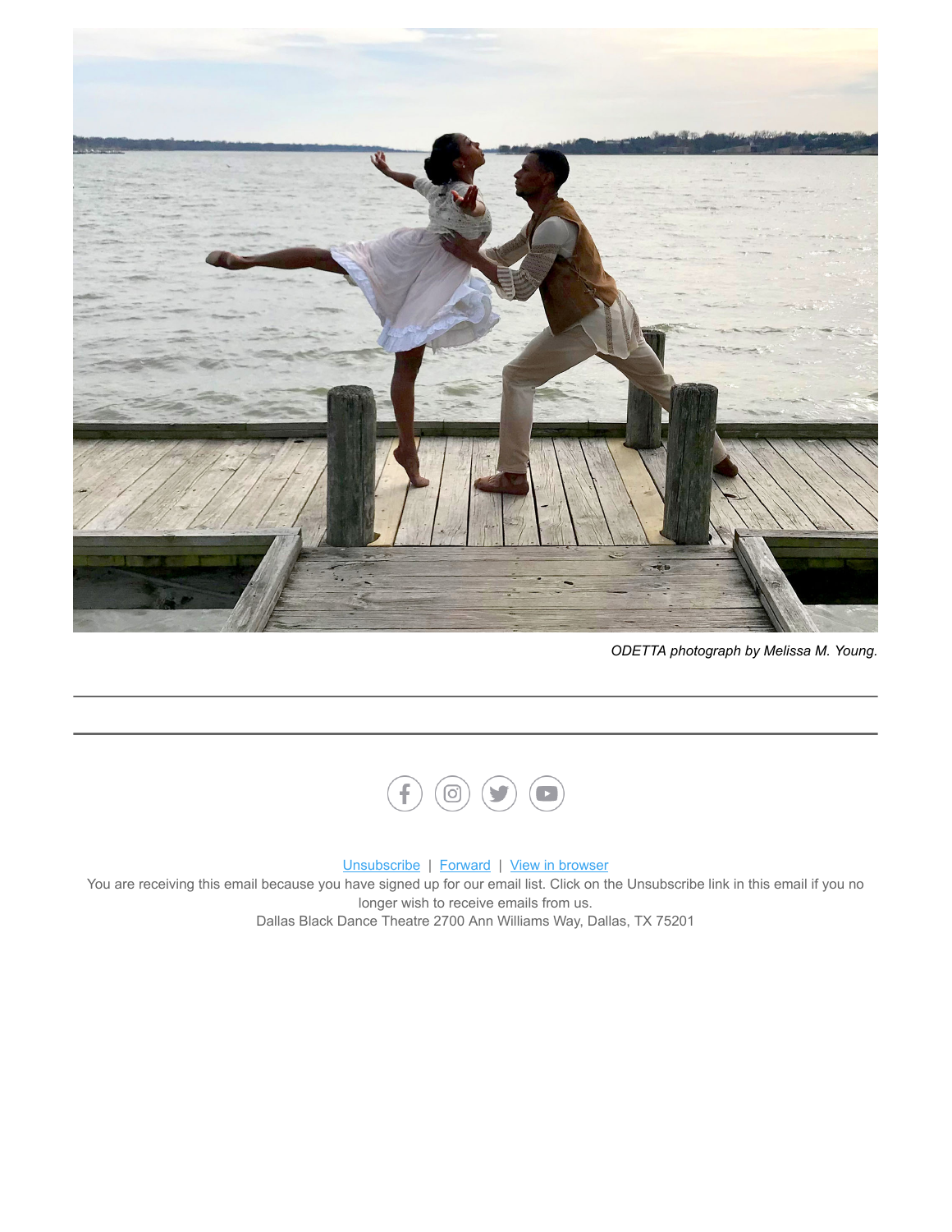*ODETTA photograph by Melissa M. Young.*

---

---

Unsubscribe | Forward | View in browser

You are receiving this email because you have signed up for our email list. Click on the Unsubscribe link in this email if you no longer wish to receive emails from us.

Dallas Black Dance Theatre 2700 Ann Williams Way, Dallas, TX 75201